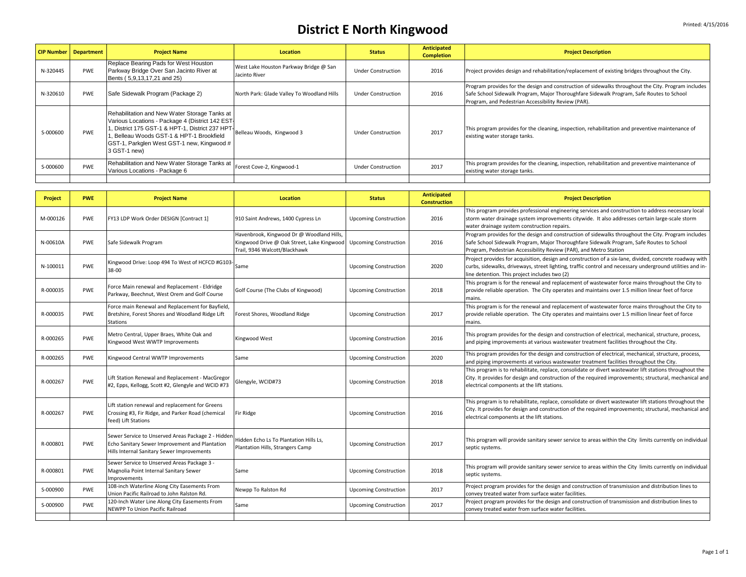# District E North Kingwood

| CIP Number | Department | Project Name | Location | Status | Anticipated Completion | Project Description |
|---|---|---|---|---|---|---|
| N-320445 | PWE | Replace Bearing Pads for West Houston Parkway Bridge Over San Jacinto River at Bents ( 5,9,13,17,21 and 25) | West Lake Houston Parkway Bridge @ San Jacinto River | Under Construction | 2016 | Project provides design and rehabilitation/replacement of existing bridges throughout the City. |
| N-320610 | PWE | Safe Sidewalk Program (Package 2) | North Park: Glade Valley To Woodland Hills | Under Construction | 2016 | Program provides for the design and construction of sidewalks throughout the City. Program includes Safe School Sidewalk Program, Major Thoroughfare Sidewalk Program, Safe Routes to School Program, and Pedestrian Accessibility Review (PAR). |
| S-000600 | PWE | Rehabilitation and New Water Storage Tanks at Various Locations - Package 4 (District 142 EST-1, District 175 GST-1 & HPT-1, District 237 HPT-1, Belleau Woods GST-1 & HPT-1 Brookfield GST-1, Parkglen West GST-1 new, Kingwood # 3 GST-1 new) | Belleau Woods, Kingwood 3 | Under Construction | 2017 | This program provides for the cleaning, inspection, rehabilitation and preventive maintenance of existing water storage tanks. |
| S-000600 | PWE | Rehabilitation and New Water Storage Tanks at Various Locations - Package 6 | Forest Cove-2, Kingwood-1 | Under Construction | 2017 | This program provides for the cleaning, inspection, rehabilitation and preventive maintenance of existing water storage tanks. |
| | | | | | | |

| Project | PWE | Project Name | Location | Status | Anticipated Construction | Project Description |
|---|---|---|---|---|---|---|
| M-000126 | PWE | FY13 LDP Work Order DESIGN [Contract 1] | 910 Saint Andrews, 1400 Cypress Ln | Upcoming Construction | 2016 | This program provides professional engineering services and construction to address necessary local storm water drainage system improvements citywide. It also addresses certain large-scale storm water drainage system construction repairs. |
| N-00610A | PWE | Safe Sidewalk Program | Havenbrook, Kingwood Dr @ Woodland Hills, Kingwood Drive @ Oak Street, Lake Kingwood Trail, 9346 Walcott/Blackhawk | Upcoming Construction | 2016 | Program provides for the design and construction of sidewalks throughout the City. Program includes Safe School Sidewalk Program, Major Thoroughfare Sidewalk Program, Safe Routes to School Program, Pedestrian Accessibility Review (PAR), and Metro Station |
| N-100011 | PWE | Kingwood Drive: Loop 494 To West of HCFCD #G103-38-00 | Same | Upcoming Construction | 2020 | Project provides for acquisition, design and construction of a six-lane, divided, concrete roadway with curbs, sidewalks, driveways, street lighting, traffic control and necessary underground utilities and in-line detention. This project includes two (2) |
| R-000035 | PWE | Force Main renewal and Replacement - Eldridge Parkway, Beechnut, West Orem and Golf Course | Golf Course (The Clubs of Kingwood) | Upcoming Construction | 2018 | This program is for the renewal and replacement of wastewater force mains throughout the City to provide reliable operation. The City operates and maintains over 1.5 million linear feet of force mains. |
| R-000035 | PWE | Force main Renewal and Replacement for Bayfield, Bretshire, Forest Shores and Woodland Ridge Lift Stations | Forest Shores, Woodland Ridge | Upcoming Construction | 2017 | This program is for the renewal and replacement of wastewater force mains throughout the City to provide reliable operation. The City operates and maintains over 1.5 million linear feet of force mains. |
| R-000265 | PWE | Metro Central, Upper Braes, White Oak and Kingwood West WWTP Improvements | Kingwood West | Upcoming Construction | 2016 | This program provides for the design and construction of electrical, mechanical, structure, process, and piping improvements at various wastewater treatment facilities throughout the City. |
| R-000265 | PWE | Kingwood Central WWTP Improvements | Same | Upcoming Construction | 2020 | This program provides for the design and construction of electrical, mechanical, structure, process, and piping improvements at various wastewater treatment facilities throughout the City. |
| R-000267 | PWE | Lift Station Renewal and Replacement - MacGregor #2, Epps, Kellogg, Scott #2, Glengyle and WCID #73 | Glengyle, WCID#73 | Upcoming Construction | 2018 | This program is to rehabilitate, replace, consolidate or divert wastewater lift stations throughout the City. It provides for design and construction of the required improvements; structural, mechanical and electrical components at the lift stations. |
| R-000267 | PWE | Lift station renewal and replacement for Greens Crossing #3, Fir Ridge, and Parker Road (chemical feed) Lift Stations | Fir Ridge | Upcoming Construction | 2016 | This program is to rehabilitate, replace, consolidate or divert wastewater lift stations throughout the City. It provides for design and construction of the required improvements; structural, mechanical and electrical components at the lift stations. |
| R-000801 | PWE | Sewer Service to Unserved Areas Package 2 - Hidden Echo Sanitary Sewer Improvement and Plantation Hills Internal Sanitary Sewer Improvements | Hidden Echo Ls To Plantation Hills Ls, Plantation Hills, Strangers Camp | Upcoming Construction | 2017 | This program will provide sanitary sewer service to areas within the City limits currently on individual septic systems. |
| R-000801 | PWE | Sewer Service to Unserved Areas Package 3 - Magnolia Point Internal Sanitary Sewer Improvements | Same | Upcoming Construction | 2018 | This program will provide sanitary sewer service to areas within the City limits currently on individual septic systems. |
| S-000900 | PWE | 108-inch Waterline Along City Easements From Union Pacific Railroad to John Ralston Rd. | Newpp To Ralston Rd | Upcoming Construction | 2017 | Project program provides for the design and construction of transmission and distribution lines to convey treated water from surface water facilities. |
| S-000900 | PWE | 120-Inch Water Line Along City Easements From NEWPP To Union Pacific Railroad | Same | Upcoming Construction | 2017 | Project program provides for the design and construction of transmission and distribution lines to convey treated water from surface water facilities. |
| | | | | | | |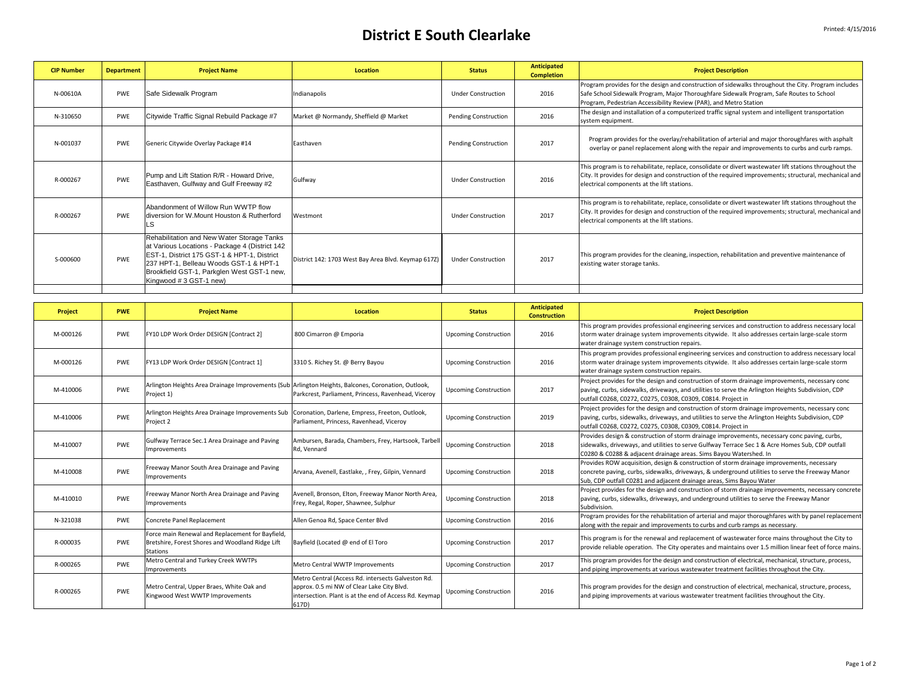# District E South Clearlake

| CIP Number | Department | Project Name | Location | Status | Anticipated Completion | Project Description |
|---|---|---|---|---|---|---|
| N-00610A | PWE | Safe Sidewalk Program | Indianapolis | Under Construction | 2016 | Program provides for the design and construction of sidewalks throughout the City. Program includes Safe School Sidewalk Program, Major Thoroughfare Sidewalk Program, Safe Routes to School Program, Pedestrian Accessibility Review (PAR), and Metro Station |
| N-310650 | PWE | Citywide Traffic Signal Rebuild Package #7 | Market @ Normandy, Sheffield @ Market | Pending Construction | 2016 | The design and installation of a computerized traffic signal system and intelligent transportation system equipment. |
| N-001037 | PWE | Generic Citywide Overlay Package #14 | Easthaven | Pending Construction | 2017 | Program provides for the overlay/rehabilitation of arterial and major thoroughfares with asphalt overlay or panel replacement along with the repair and improvements to curbs and curb ramps. |
| R-000267 | PWE | Pump and Lift Station R/R - Howard Drive, Easthaven, Gulfway and Gulf Freeway #2 | Gulfway | Under Construction | 2016 | This program is to rehabilitate, replace, consolidate or divert wastewater lift stations throughout the City. It provides for design and construction of the required improvements; structural, mechanical and electrical components at the lift stations. |
| R-000267 | PWE | Abandonment of Willow Run WWTP flow diversion for W.Mount Houston & Rutherford LS | Westmont | Under Construction | 2017 | This program is to rehabilitate, replace, consolidate or divert wastewater lift stations throughout the City. It provides for design and construction of the required improvements; structural, mechanical and electrical components at the lift stations. |
| S-000600 | PWE | Rehabilitation and New Water Storage Tanks at Various Locations - Package 4 (District 142 EST-1, District 175 GST-1 & HPT-1, District 237 HPT-1, Belleau Woods GST-1 & HPT-1 Brookfield GST-1, Parkglen West GST-1 new, Kingwood # 3 GST-1 new) | District 142: 1703 West Bay Area Blvd. Keymap 617Z) | Under Construction | 2017 | This program provides for the cleaning, inspection, rehabilitation and preventive maintenance of existing water storage tanks. |
| | | | | | | |

| Project | PWE | Project Name | Location | Status | Anticipated Construction | Project Description |
|---|---|---|---|---|---|---|
| M-000126 | PWE | FY10 LDP Work Order DESIGN [Contract 2] | 800 Cimarron @ Emporia | Upcoming Construction | 2016 | This program provides professional engineering services and construction to address necessary local storm water drainage system improvements citywide. It also addresses certain large-scale storm water drainage system construction repairs. |
| M-000126 | PWE | FY13 LDP Work Order DESIGN [Contract 1] | 3310 S. Richey St. @ Berry Bayou | Upcoming Construction | 2016 | This program provides professional engineering services and construction to address necessary local storm water drainage system improvements citywide. It also addresses certain large-scale storm water drainage system construction repairs. |
| M-410006 | PWE | Arlington Heights Area Drainage Improvements (Sub Project 1) | Arlington Heights, Balcones, Coronation, Outlook, Parkcrest, Parliament, Princess, Ravenhead, Viceroy | Upcoming Construction | 2017 | Project provides for the design and construction of storm drainage improvements, necessary conc paving, curbs, sidewalks, driveways, and utilities to serve the Arlington Heights Subdivision, CDP outfall C0268, C0272, C0275, C0308, C0309, C0814. Project in |
| M-410006 | PWE | Arlington Heights Area Drainage Improvements Sub Project 2 | Coronation, Darlene, Empress, Freeton, Outlook, Parliament, Princess, Ravenhead, Viceroy | Upcoming Construction | 2019 | Project provides for the design and construction of storm drainage improvements, necessary conc paving, curbs, sidewalks, driveways, and utilities to serve the Arlington Heights Subdivision, CDP outfall C0268, C0272, C0275, C0308, C0309, C0814. Project in |
| M-410007 | PWE | Gulfway Terrace Sec.1 Area Drainage and Paving Improvements | Ambursen, Barada, Chambers, Frey, Hartsook, Tarbell Rd, Vennard | Upcoming Construction | 2018 | Provides design & construction of storm drainage improvements, necessary conc paving, curbs, sidewalks, driveways, and utilities to serve Gulfway Terrace Sec 1 & Acre Homes Sub, CDP outfall C0280 & C0288 & adjacent drainage areas. Sims Bayou Watershed. In |
| M-410008 | PWE | Freeway Manor South Area Drainage and Paving Improvements | Arvana, Avenell, Eastlake, , Frey, Gilpin, Vennard | Upcoming Construction | 2018 | Provides ROW acquisition, design & construction of storm drainage improvements, necessary concrete paving, curbs, sidewalks, driveways, & underground utilities to serve the Freeway Manor Sub, CDP outfall C0281 and adjacent drainage areas, Sims Bayou Water |
| M-410010 | PWE | Freeway Manor North Area Drainage and Paving Improvements | Avenell, Bronson, Elton, Freeway Manor North Area, Frey, Regal, Roper, Shawnee, Sulphur | Upcoming Construction | 2018 | Project provides for the design and construction of storm drainage improvements, necessary concrete paving, curbs, sidewalks, driveways, and underground utilities to serve the Freeway Manor Subdivision. |
| N-321038 | PWE | Concrete Panel Replacement | Allen Genoa Rd, Space Center Blvd | Upcoming Construction | 2016 | Program provides for the rehabilitation of arterial and major thoroughfares with by panel replacement along with the repair and improvements to curbs and curb ramps as necessary. |
| R-000035 | PWE | Force main Renewal and Replacement for Bayfield, Bretshire, Forest Shores and Woodland Ridge Lift Stations | Bayfield (Located @ end of El Toro | Upcoming Construction | 2017 | This program is for the renewal and replacement of wastewater force mains throughout the City to provide reliable operation. The City operates and maintains over 1.5 million linear feet of force mains. |
| R-000265 | PWE | Metro Central and Turkey Creek WWTPs Improvements | Metro Central WWTP Improvements | Upcoming Construction | 2017 | This program provides for the design and construction of electrical, mechanical, structure, process, and piping improvements at various wastewater treatment facilities throughout the City. |
| R-000265 | PWE | Metro Central, Upper Braes, White Oak and Kingwood West WWTP Improvements | Metro Central (Access Rd. intersects Galveston Rd. approx. 0.5 mi NW of Clear Lake City Blvd. intersection. Plant is at the end of Access Rd. Keymap 617D) | Upcoming Construction | 2016 | This program provides for the design and construction of electrical, mechanical, structure, process, and piping improvements at various wastewater treatment facilities throughout the City. |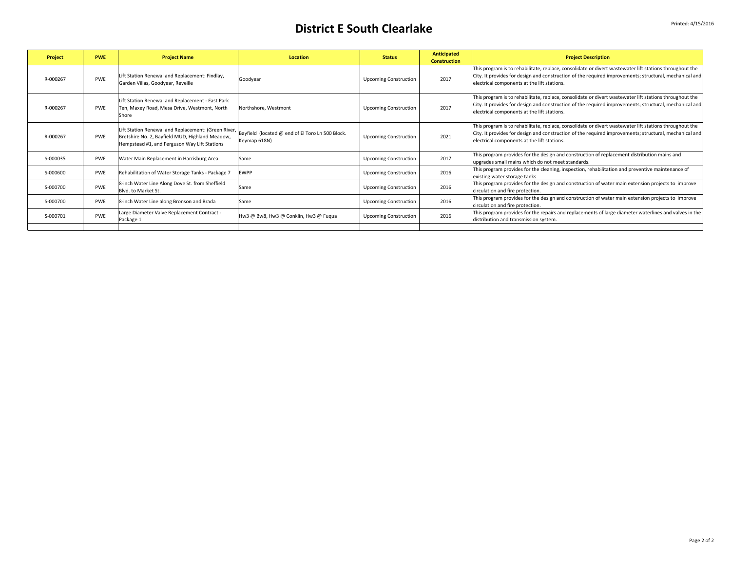# District E South Clearlake

Printed: 4/15/2016

| Project | PWE | Project Name | Location | Status | Anticipated Construction | Project Description |
|---|---|---|---|---|---|---|
| R-000267 | PWE | Lift Station Renewal and Replacement: Findlay, Garden Villas, Goodyear, Reveille | Goodyear | Upcoming Construction | 2017 | This program is to rehabilitate, replace, consolidate or divert wastewater lift stations throughout the City. It provides for design and construction of the required improvements; structural, mechanical and electrical components at the lift stations. |
| R-000267 | PWE | Lift Station Renewal and Replacement - East Park Ten, Maxey Road, Mesa Drive, Westmont, North Shore | Northshore, Westmont | Upcoming Construction | 2017 | This program is to rehabilitate, replace, consolidate or divert wastewater lift stations throughout the City. It provides for design and construction of the required improvements; structural, mechanical and electrical components at the lift stations. |
| R-000267 | PWE | Lift Station Renewal and Replacement: (Green River, Bretshire No. 2, Bayfield MUD, Highland Meadow, Hempstead #1, and Ferguson Way Lift Stations | Bayfield (located @ end of El Toro Ln 500 Block. Keymap 618N) | Upcoming Construction | 2021 | This program is to rehabilitate, replace, consolidate or divert wastewater lift stations throughout the City. It provides for design and construction of the required improvements; structural, mechanical and electrical components at the lift stations. |
| S-000035 | PWE | Water Main Replacement in Harrisburg Area | Same | Upcoming Construction | 2017 | This program provides for the design and construction of replacement distribution mains and upgrades small mains which do not meet standards. |
| S-000600 | PWE | Rehabilitation of Water Storage Tanks - Package 7 | EWPP | Upcoming Construction | 2016 | This program provides for the cleaning, inspection, rehabilitation and preventive maintenance of existing water storage tanks. |
| S-000700 | PWE | 8-inch Water Line Along Dove St. from Sheffield Blvd. to Market St. | Same | Upcoming Construction | 2016 | This program provides for the design and construction of water main extension projects to improve circulation and fire protection. |
| S-000700 | PWE | 8-inch Water Line along Bronson and Brada | Same | Upcoming Construction | 2016 | This program provides for the design and construction of water main extension projects to improve circulation and fire protection. |
| S-000701 | PWE | Large Diameter Valve Replacement Contract - Package 1 | Hw3 @ Bw8, Hw3 @ Conklin, Hw3 @ Fuqua | Upcoming Construction | 2016 | This program provides for the repairs and replacements of large diameter waterlines and valves in the distribution and transmission system. |
| | | | | | | |